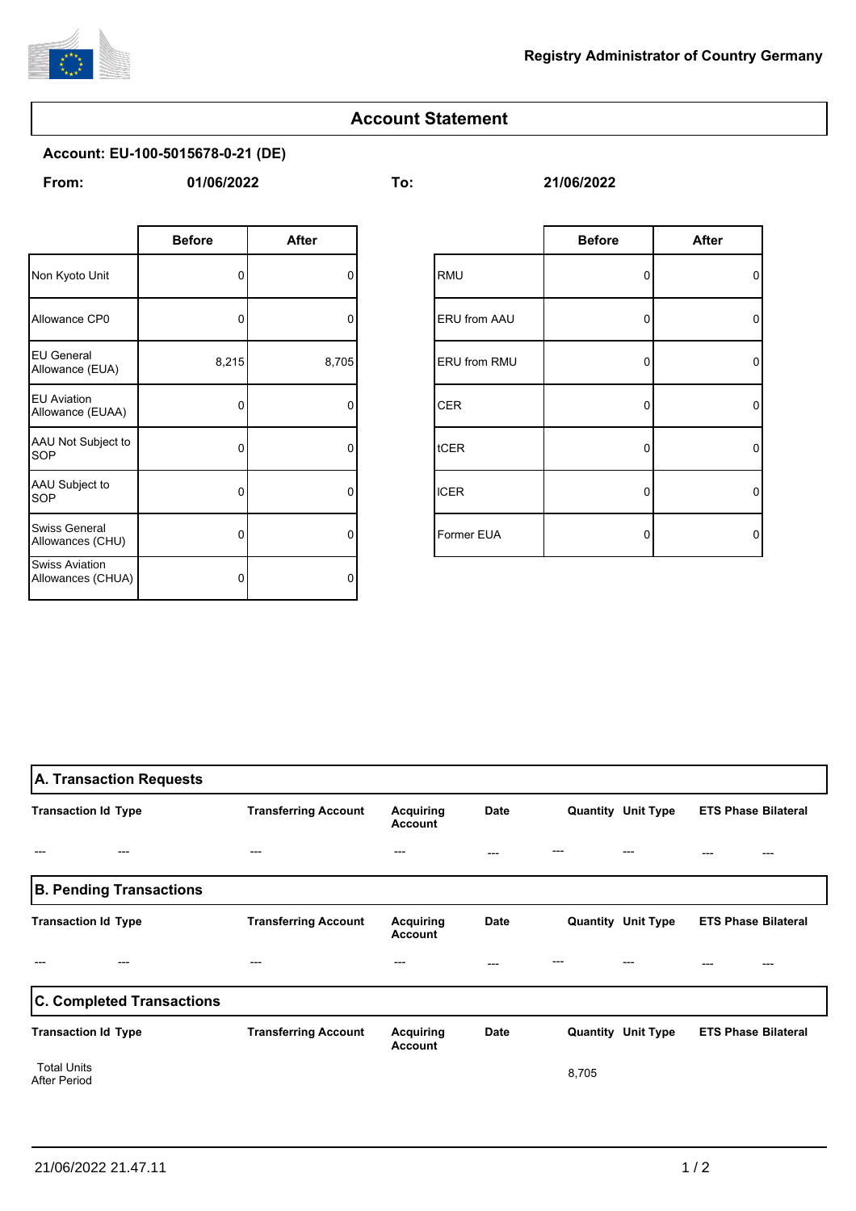Registry Administrator of Country Germany

# Account Statement

**Account: EU-100-5015678-0-21 (DE)**

**From:** 01/06/2022 **To:** 21/06/2022

| | Before | After |
|---|---|---|
| Non Kyoto Unit | 0 | 0 |
| Allowance CP0 | 0 | 0 |
| EU General Allowance (EUA) | 8,215 | 8,705 |
| EU Aviation Allowance (EUAA) | 0 | 0 |
| AAU Not Subject to SOP | 0 | 0 |
| AAU Subject to SOP | 0 | 0 |
| Swiss General Allowances (CHU) | 0 | 0 |
| Swiss Aviation Allowances (CHUA) | 0 | 0 |

| | Before | After |
|---|---|---|
| RMU | 0 | 0 |
| ERU from AAU | 0 | 0 |
| ERU from RMU | 0 | 0 |
| CER | 0 | 0 |
| tCER | 0 | 0 |
| lCER | 0 | 0 |
| Former EUA | 0 | 0 |

## A. Transaction Requests

| Transaction Id | Type | Transferring Account | Acquiring Account | Date | Quantity | Unit Type | ETS Phase | Bilateral |
|---|---|---|---|---|---|---|---|---|
| --- | --- | --- | --- | --- | --- | --- | --- | --- |

## B. Pending Transactions

| Transaction Id | Type | Transferring Account | Acquiring Account | Date | Quantity | Unit Type | ETS Phase | Bilateral |
|---|---|---|---|---|---|---|---|---|
| --- | --- | --- | --- | --- | --- | --- | --- | --- |

## C. Completed Transactions

| Transaction Id | Type | Transferring Account | Acquiring Account | Date | Quantity | Unit Type | ETS Phase | Bilateral |
|---|---|---|---|---|---|---|---|---|
| Total Units After Period | | | | | 8,705 | | | |

21/06/2022 21.47.11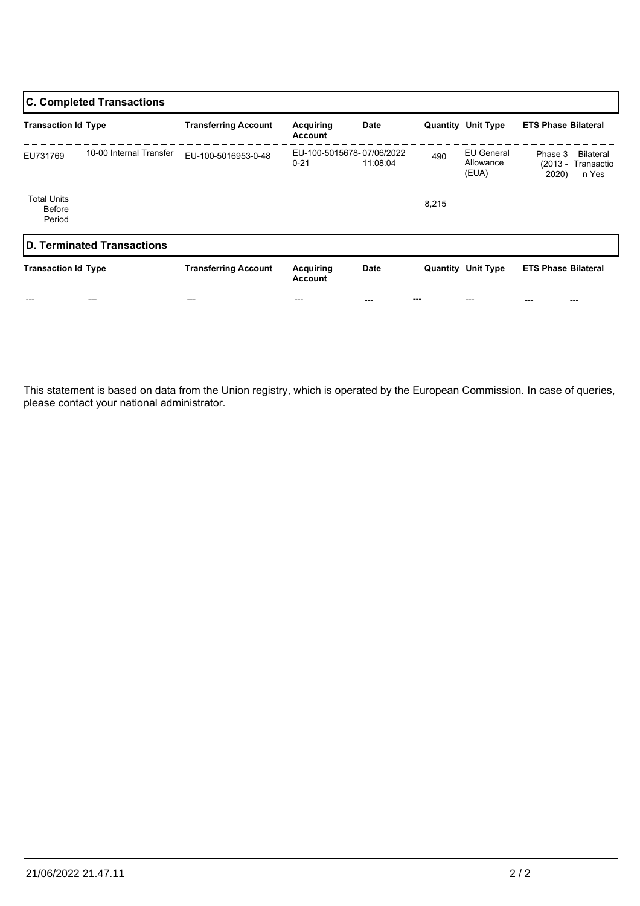## C. Completed Transactions

| Transaction Id | Type | Transferring Account | Acquiring Account | Date | Quantity | Unit Type | ETS Phase | Bilateral |
| --- | --- | --- | --- | --- | --- | --- | --- | --- |
| EU731769 | 10-00 Internal Transfer | EU-100-5016953-0-48 | EU-100-5015678-0-21 | 07/06/2022 11:08:04 | 490 | EU General Allowance (EUA) | Phase 3 (2013 - 2020) | Bilateral Transaction Yes |
| Total Units Before Period | | | | | 8,215 | | | |

## D. Terminated Transactions

| Transaction Id | Type | Transferring Account | Acquiring Account | Date | Quantity | Unit Type | ETS Phase | Bilateral |
| --- | --- | --- | --- | --- | --- | --- | --- | --- |
| --- | --- | --- | --- | --- | --- | --- | --- | --- |

This statement is based on data from the Union registry, which is operated by the European Commission. In case of queries, please contact your national administrator.

21/06/2022 21.47.11